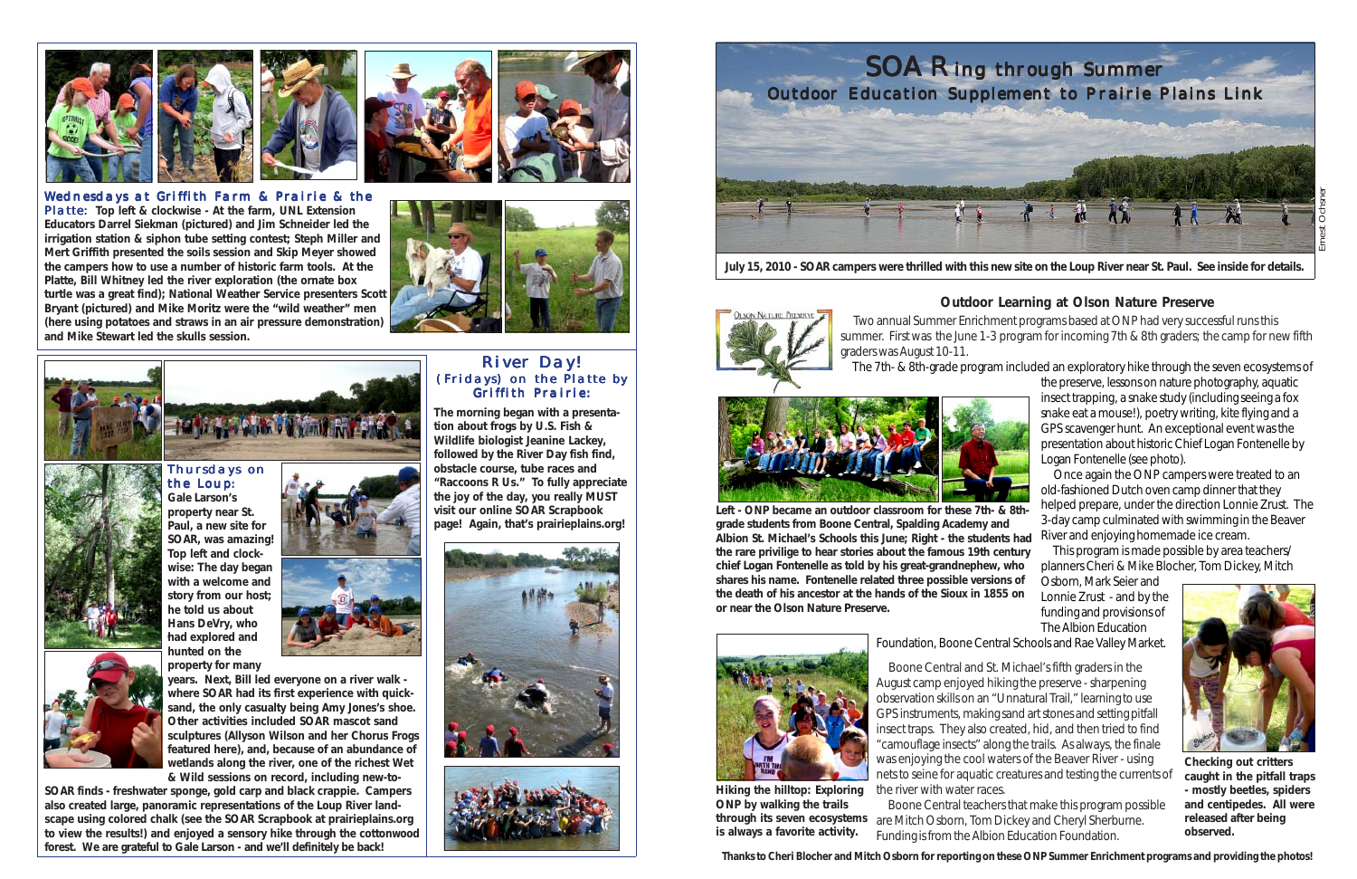## Wednesdays at Griffith Farm & Prairie & the Platte:

**Top left & clockwise - At the farm, UNL Extension Educators Darrel Siekman (pictured) and Jim Schneider led the irrigation station & siphon tube setting contest; Steph Miller and Mert Griffith presented the soils session and Skip Meyer showed the campers how to use a number of historic farm tools. At the Platte, Bill Whitney led the river exploration (the ornate box turtle was a great find); National Weather Service presenters Scott Bryant (pictured) and Mike Moritz were the "wild weather" men (here using potatoes and straws in an air pressure demonstration) and Mike Stewart led the skulls session.**

## Thursdays on the Loup:

**Gale Larson's property near St. Paul, a new site for SOAR, was amazing! Top left and clockwise: The day began with a welcome and story from our host; he told us about Hans DeVry, who had explored and hunted on the property for many years. Next, Bill led everyone on a river walk - where SOAR had its first experience with quicksand, the only casualty being Amy Jones's shoe. Other activities included SOAR mascot sand sculptures (Allyson Wilson and her Chorus Frogs featured here), and, because of an abundance of wetlands along the river, one of the richest Wet & Wild sessions on record, including new-to-SOAR finds - freshwater sponge, gold carp and black crappie. Campers also created large, panoramic representations of the Loup River landscape using colored chalk (see the SOAR Scrapbook at prairieplains.org to view the results!) and enjoyed a sensory hike through the cottonwood forest. We are grateful to Gale Larson - and we'll definitely be back!**

## River Day! (Fridays) on the Platte by Griffith Prairie:

**The morning began with a presentation about frogs by U.S. Fish & Wildlife biologist Jeanine Lackey, followed by the River Day fish find, obstacle course, tube races and "Raccoons R Us." To fully appreciate the joy of the day, you really MUST visit our online SOAR Scrapbook page! Again, that's prairieplains.org!**

# SOARing through Summer

## Outdoor Education Supplement to Prairie Plains Link

Ernest Ochsner

**July 15, 2010 - SOAR campers were thrilled with this new site on the Loup River near St. Paul. See inside for details.**

### Outdoor Learning at Olson Nature Preserve

Olson Nature Preserve

Two annual Summer Enrichment programs based at ONP had very successful runs this summer. First was the June 1-3 program for incoming 7th & 8th graders; the camp for new fifth graders was August 10-11.

The 7th- & 8th-grade program included an exploratory hike through the seven ecosystems of the preserve, lessons on nature photography, aquatic insect trapping, a snake study (including seeing a fox snake eat a mouse!), poetry writing, kite flying and a GPS scavenger hunt. An exceptional event was the presentation about historic Chief Logan Fontenelle by Logan Fontenelle (see photo).

Once again the ONP campers were treated to an old-fashioned Dutch oven camp dinner that they helped prepare, under the direction Lonnie Zrust. The 3-day camp culminated with swimming in the Beaver River and enjoying homemade ice cream.

This program is made possible by area teachers/planners Cheri & Mike Blocher, Tom Dickey, Mitch Osborn, Mark Seier and Lonnie Zrust - and by the funding and provisions of The Albion Education Foundation, Boone Central Schools and Rae Valley Market.

**Left - ONP became an outdoor classroom for these 7th- & 8th-grade students from Boone Central, Spalding Academy and Albion St. Michael's Schools this June; Right - the students had the rare privilege to hear stories about the famous 19th century chief Logan Fontenelle as told by his great-grandnephew, who shares his name. Fontenelle related three possible versions of the death of his ancestor at the hands of the Sioux in 1855 on or near the Olson Nature Preserve.**

Boone Central and St. Michael's fifth graders in the August camp enjoyed hiking the preserve - sharpening observation skills on an "Unnatural Trail," learning to use GPS instruments, making sand art stones and setting pitfall insect traps. They also created, hid, and then tried to find "camouflage insects" along the trails. As always, the finale was enjoying the cool waters of the Beaver River - using nets to seine for aquatic creatures and testing the currents of the river with water races.

Boone Central teachers that make this program possible are Mitch Osborn, Tom Dickey and Cheryl Sherburne. Funding is from the Albion Education Foundation.

**Hiking the hilltop: Exploring ONP by walking the trails through its seven ecosystems is always a favorite activity.**

**Checking out critters - mostly beetles, spiders and centipedes. All were released after being observed.**

**Thanks to Cheri Blocher and Mitch Osborn for reporting on these ONP Summer Enrichment programs and providing the photos!**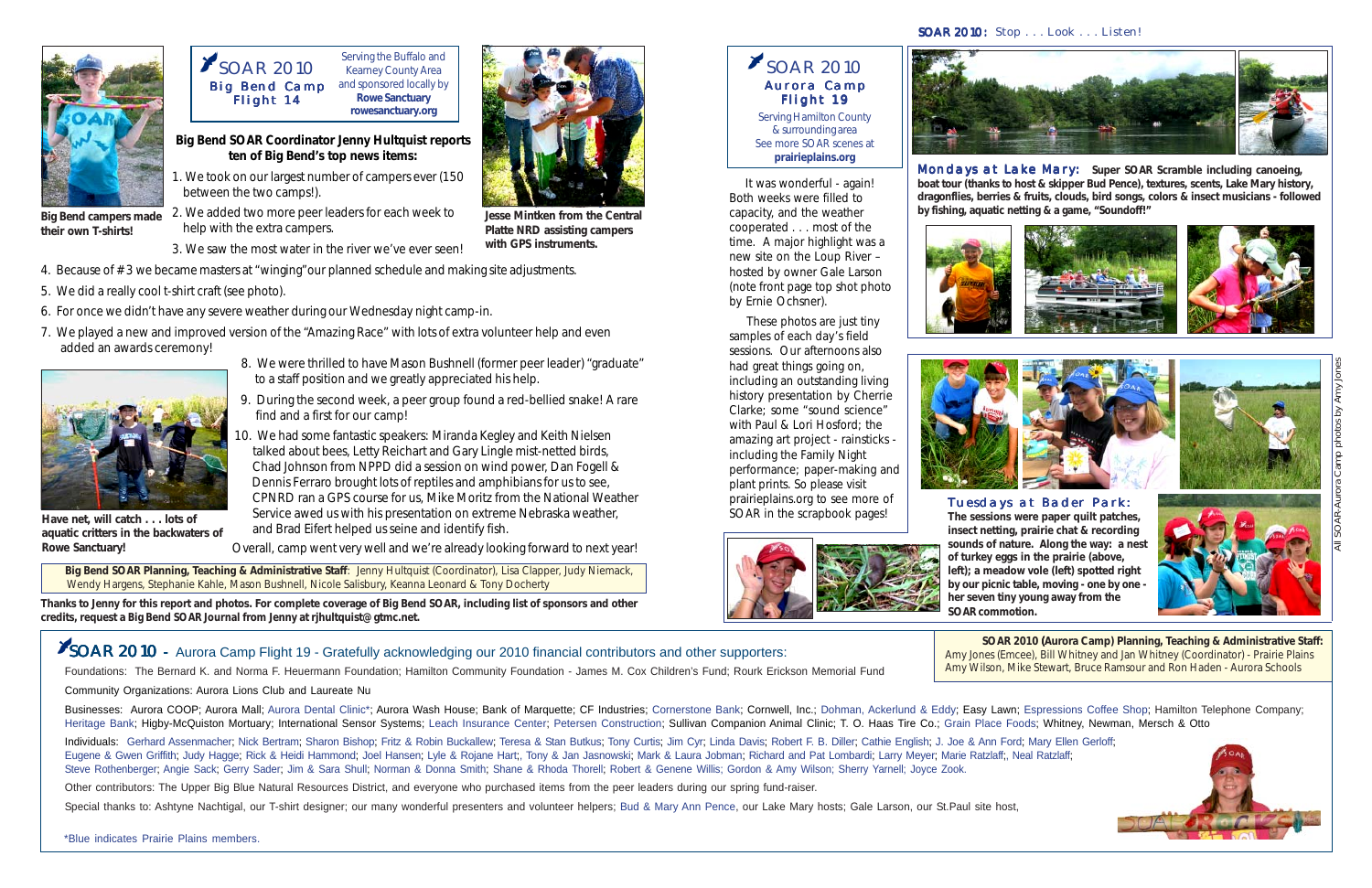## SOAR 2010 Big Bend Camp Flight 14

Serving the Buffalo and Kearney County Area and sponsored locally by **Rowe Sanctuary** **rowesanctuary.org**

Big Bend campers made their own T-shirts!

Jesse Mintken from the Central Platte NRD assisting campers with GPS instruments.

**Big Bend SOAR Coordinator Jenny Hultquist reports ten of Big Bend's top news items:**

1. We took on our largest number of campers ever (150 between the two camps!).
2. We added two more peer leaders for each week to help with the extra campers.
3. We saw the most water in the river we've ever seen!
4. Because of # 3 we became masters at "winging" our planned schedule and making site adjustments.
5. We did a really cool t-shirt craft (see photo).
6. For once we didn't have any severe weather during our Wednesday night camp-in.
7. We played a new and improved version of the "Amazing Race" with lots of extra volunteer help and even added an awards ceremony!
8. We were thrilled to have Mason Bushnell (former peer leader) "graduate" to a staff position and we greatly appreciated his help.
9. During the second week, a peer group found a red-bellied snake! A rare find and a first for our camp!
10. We had some fantastic speakers: Miranda Kegley and Keith Nielsen talked about bees, Letty Reichart and Gary Lingle mist-netted birds, Chad Johnson from NPPD did a session on wind power, Dan Fogell & Dennis Ferraro brought lots of reptiles and amphibians for us to see, CPNRD ran a GPS course for us, Mike Moritz from the National Weather Service awed us with his presentation on extreme Nebraska weather, and Brad Eifert helped us seine and identify fish.

Have net, will catch . . . lots of aquatic critters in the backwaters of Rowe Sanctuary!

Overall, camp went very well and we're already looking forward to next year!

**Big Bend SOAR Planning, Teaching & Administrative Staff**: Jenny Hultquist (Coordinator), Lisa Clapper, Judy Niemack, Wendy Hargens, Stephanie Kahle, Mason Bushnell, Nicole Salisbury, Keanna Leonard & Tony Docherty

**Thanks to Jenny for this report and photos. For complete coverage of Big Bend SOAR, including list of sponsors and other credits, request a Big Bend SOAR Journal from Jenny at rjhultquist@gtmc.net.**

## SOAR 2010 Aurora Camp Flight 19

Serving Hamilton County & surrounding area
See more SOAR scenes at **prairieplains.org**

**SOAR 2010:** Stop . . . Look . . . Listen!

It was wonderful - again! Both weeks were filled to capacity, and the weather cooperated . . . most of the time. A major highlight was a new site on the Loup River – hosted by owner Gale Larson (note front page top shot photo by Ernie Ochsner).

These photos are just tiny samples of each day's field sessions. Our afternoons also had great things going on, including an outstanding living history presentation by Cherrie Clarke; some "sound science" with Paul & Lori Hosford; the amazing art project - rainsticks - including the Family Night performance; paper-making and plant prints. So please visit prairieplains.org to see more of SOAR in the scrapbook pages!

**Mondays at Lake Mary:** **Super SOAR Scramble including canoeing, boat tour (thanks to host & skipper Bud Pence), textures, scents, Lake Mary history, dragonflies, berries & fruits, clouds, bird songs, colors & insect musicians - followed by fishing, aquatic netting & a game, "Soundoff!"**

**Tuesdays at Bader Park:** **The sessions were paper quilt patches, insect netting, prairie chat & recording sounds of nature. Along the way: a nest of turkey eggs in the prairie (above, left); a meadow vole (left) spotted right by our picnic table, moving - one by one - her seven tiny young away from the SOAR commotion.**

All SOAR-Aurora Camp photos by Amy Jones

**SOAR 2010 (Aurora Camp) Planning, Teaching & Administrative Staff:** Amy Jones (Emcee), Bill Whitney and Jan Whitney (Coordinator) - Prairie Plains
Amy Wilson, Mike Stewart, Bruce Ramsour and Ron Haden - Aurora Schools

## SOAR 2010 - Aurora Camp Flight 19 - Gratefully acknowledging our 2010 financial contributors and other supporters:

Foundations: The Bernard K. and Norma F. Heuermann Foundation; Hamilton Community Foundation - James M. Cox Children's Fund; Rourk Erickson Memorial Fund

Community Organizations: Aurora Lions Club and Laureate Nu

Businesses: Aurora COOP; Aurora Mall; Aurora Dental Clinic*; Aurora Wash House; Bank of Marquette; CF Industries; Cornerstone Bank; Cornwell, Inc.; Dohman, Ackerlund & Eddy; Easy Lawn; Espressions Coffee Shop; Hamilton Telephone Company; Heritage Bank; Higby-McQuiston Mortuary; International Sensor Systems; Leach Insurance Center; Petersen Construction; Sullivan Companion Animal Clinic; T. O. Haas Tire Co.; Grain Place Foods; Whitney, Newman, Mersch & Otto

Individuals: Gerhard Assenmacher; Nick Bertram; Sharon Bishop; Fritz & Robin Buckallew; Teresa & Stan Butkus; Tony Curtis; Jim Cyr; Linda Davis; Robert F. B. Diller; Cathie English; J. Joe & Ann Ford; Mary Ellen Gerloff; Eugene & Gwen Griffith; Judy Hagge; Rick & Heidi Hammond; Joel Hansen; Lyle & Rojane Hart;, Tony & Jan Jasnowski; Mark & Laura Jobman; Richard and Pat Lombardi; Larry Meyer; Marie Ratzlaff;, Neal Ratzlaff; Steve Rothenberger; Angie Sack; Gerry Sader; Jim & Sara Shull; Norman & Donna Smith; Shane & Rhoda Thorell; Robert & Genene Willis; Gordon & Amy Wilson; Sherry Yarnell; Joyce Zook.

Other contributors: The Upper Big Blue Natural Resources District, and everyone who purchased items from the peer leaders during our spring fund-raiser.

Special thanks to: Ashtyne Nachtigal, our T-shirt designer; our many wonderful presenters and volunteer helpers; Bud & Mary Ann Pence, our Lake Mary hosts; Gale Larson, our St.Paul site host,

*Blue indicates Prairie Plains members.